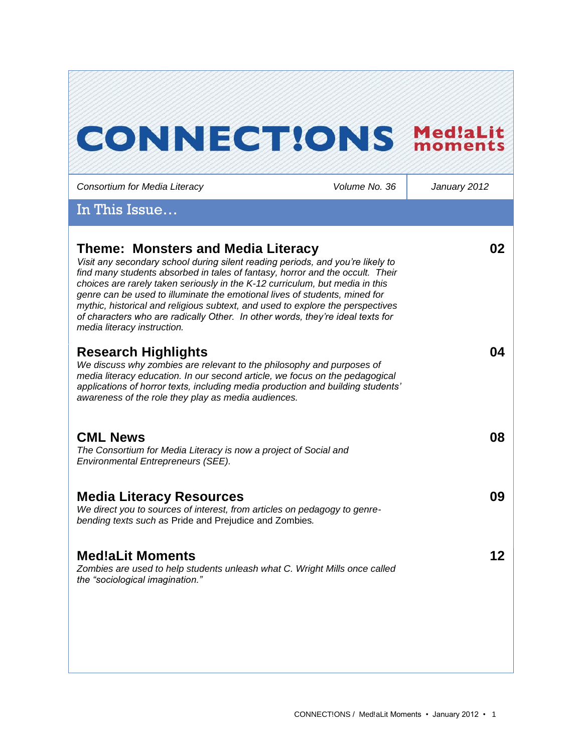# CONNECT!ONS Med!aLit moments

*Consortium for Media Literacy* | *Volume No. 36* | *January 2012*

## In This Issue…

### Theme: Monsters and Media Literacy — 02

*Visit any secondary school during silent reading periods, and you're likely to find many students absorbed in tales of fantasy, horror and the occult. Their choices are rarely taken seriously in the K-12 curriculum, but media in this genre can be used to illuminate the emotional lives of students, mined for mythic, historical and religious subtext, and used to explore the perspectives of characters who are radically Other. In other words, they're ideal texts for media literacy instruction.*

### Research Highlights — 04

*We discuss why zombies are relevant to the philosophy and purposes of media literacy education. In our second article, we focus on the pedagogical applications of horror texts, including media production and building students' awareness of the role they play as media audiences.*

### CML News — 08

*The Consortium for Media Literacy is now a project of Social and Environmental Entrepreneurs (SEE).*

### Media Literacy Resources — 09

*We direct you to sources of interest, from articles on pedagogy to genre-bending texts such as* Pride and Prejudice and Zombies*.*

### Med!aLit Moments — 12

*Zombies are used to help students unleash what C. Wright Mills once called the "sociological imagination."*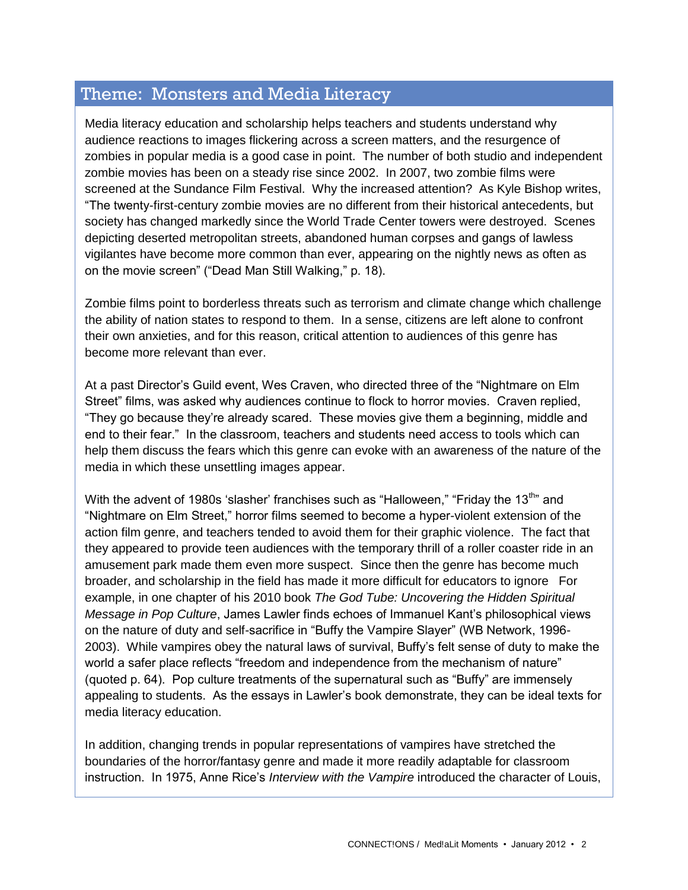## Theme: Monsters and Media Literacy

Media literacy education and scholarship helps teachers and students understand why audience reactions to images flickering across a screen matters, and the resurgence of zombies in popular media is a good case in point. The number of both studio and independent zombie movies has been on a steady rise since 2002. In 2007, two zombie films were screened at the Sundance Film Festival. Why the increased attention? As Kyle Bishop writes, "The twenty-first-century zombie movies are no different from their historical antecedents, but society has changed markedly since the World Trade Center towers were destroyed. Scenes depicting deserted metropolitan streets, abandoned human corpses and gangs of lawless vigilantes have become more common than ever, appearing on the nightly news as often as on the movie screen" ("Dead Man Still Walking," p. 18).

Zombie films point to borderless threats such as terrorism and climate change which challenge the ability of nation states to respond to them. In a sense, citizens are left alone to confront their own anxieties, and for this reason, critical attention to audiences of this genre has become more relevant than ever.

At a past Director's Guild event, Wes Craven, who directed three of the "Nightmare on Elm Street" films, was asked why audiences continue to flock to horror movies. Craven replied, "They go because they're already scared. These movies give them a beginning, middle and end to their fear." In the classroom, teachers and students need access to tools which can help them discuss the fears which this genre can evoke with an awareness of the nature of the media in which these unsettling images appear.

With the advent of 1980s 'slasher' franchises such as "Halloween," "Friday the 13th" and "Nightmare on Elm Street," horror films seemed to become a hyper-violent extension of the action film genre, and teachers tended to avoid them for their graphic violence. The fact that they appeared to provide teen audiences with the temporary thrill of a roller coaster ride in an amusement park made them even more suspect. Since then the genre has become much broader, and scholarship in the field has made it more difficult for educators to ignore For example, in one chapter of his 2010 book *The God Tube: Uncovering the Hidden Spiritual Message in Pop Culture*, James Lawler finds echoes of Immanuel Kant's philosophical views on the nature of duty and self-sacrifice in "Buffy the Vampire Slayer" (WB Network, 1996-2003). While vampires obey the natural laws of survival, Buffy's felt sense of duty to make the world a safer place reflects "freedom and independence from the mechanism of nature" (quoted p. 64). Pop culture treatments of the supernatural such as "Buffy" are immensely appealing to students. As the essays in Lawler's book demonstrate, they can be ideal texts for media literacy education.

In addition, changing trends in popular representations of vampires have stretched the boundaries of the horror/fantasy genre and made it more readily adaptable for classroom instruction. In 1975, Anne Rice's *Interview with the Vampire* introduced the character of Louis,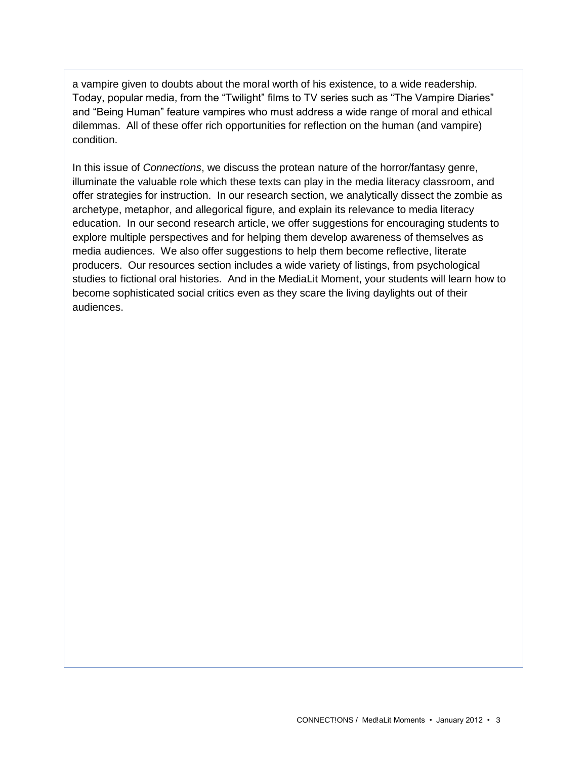a vampire given to doubts about the moral worth of his existence, to a wide readership. Today, popular media, from the "Twilight" films to TV series such as "The Vampire Diaries" and "Being Human" feature vampires who must address a wide range of moral and ethical dilemmas. All of these offer rich opportunities for reflection on the human (and vampire) condition.

In this issue of *Connections*, we discuss the protean nature of the horror/fantasy genre, illuminate the valuable role which these texts can play in the media literacy classroom, and offer strategies for instruction. In our research section, we analytically dissect the zombie as archetype, metaphor, and allegorical figure, and explain its relevance to media literacy education. In our second research article, we offer suggestions for encouraging students to explore multiple perspectives and for helping them develop awareness of themselves as media audiences. We also offer suggestions to help them become reflective, literate producers. Our resources section includes a wide variety of listings, from psychological studies to fictional oral histories. And in the MediaLit Moment, your students will learn how to become sophisticated social critics even as they scare the living daylights out of their audiences.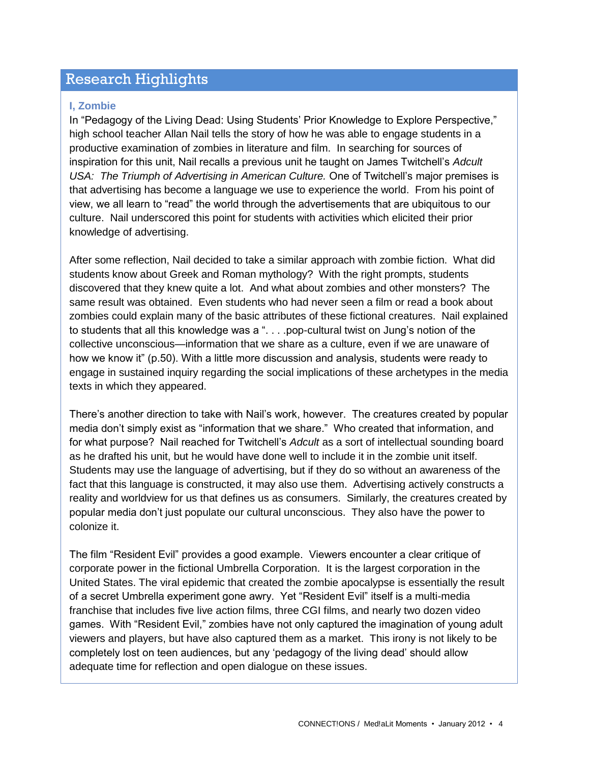## Research Highlights

### I, Zombie

In "Pedagogy of the Living Dead: Using Students' Prior Knowledge to Explore Perspective," high school teacher Allan Nail tells the story of how he was able to engage students in a productive examination of zombies in literature and film. In searching for sources of inspiration for this unit, Nail recalls a previous unit he taught on James Twitchell's *Adcult USA: The Triumph of Advertising in American Culture.* One of Twitchell's major premises is that advertising has become a language we use to experience the world. From his point of view, we all learn to "read" the world through the advertisements that are ubiquitous to our culture. Nail underscored this point for students with activities which elicited their prior knowledge of advertising.

After some reflection, Nail decided to take a similar approach with zombie fiction. What did students know about Greek and Roman mythology? With the right prompts, students discovered that they knew quite a lot. And what about zombies and other monsters? The same result was obtained. Even students who had never seen a film or read a book about zombies could explain many of the basic attributes of these fictional creatures. Nail explained to students that all this knowledge was a ". . . .pop-cultural twist on Jung's notion of the collective unconscious—information that we share as a culture, even if we are unaware of how we know it" (p.50). With a little more discussion and analysis, students were ready to engage in sustained inquiry regarding the social implications of these archetypes in the media texts in which they appeared.

There's another direction to take with Nail's work, however. The creatures created by popular media don't simply exist as "information that we share." Who created that information, and for what purpose? Nail reached for Twitchell's *Adcult* as a sort of intellectual sounding board as he drafted his unit, but he would have done well to include it in the zombie unit itself. Students may use the language of advertising, but if they do so without an awareness of the fact that this language is constructed, it may also use them. Advertising actively constructs a reality and worldview for us that defines us as consumers. Similarly, the creatures created by popular media don't just populate our cultural unconscious. They also have the power to colonize it.

The film "Resident Evil" provides a good example. Viewers encounter a clear critique of corporate power in the fictional Umbrella Corporation. It is the largest corporation in the United States. The viral epidemic that created the zombie apocalypse is essentially the result of a secret Umbrella experiment gone awry. Yet "Resident Evil" itself is a multi-media franchise that includes five live action films, three CGI films, and nearly two dozen video games. With "Resident Evil," zombies have not only captured the imagination of young adult viewers and players, but have also captured them as a market. This irony is not likely to be completely lost on teen audiences, but any 'pedagogy of the living dead' should allow adequate time for reflection and open dialogue on these issues.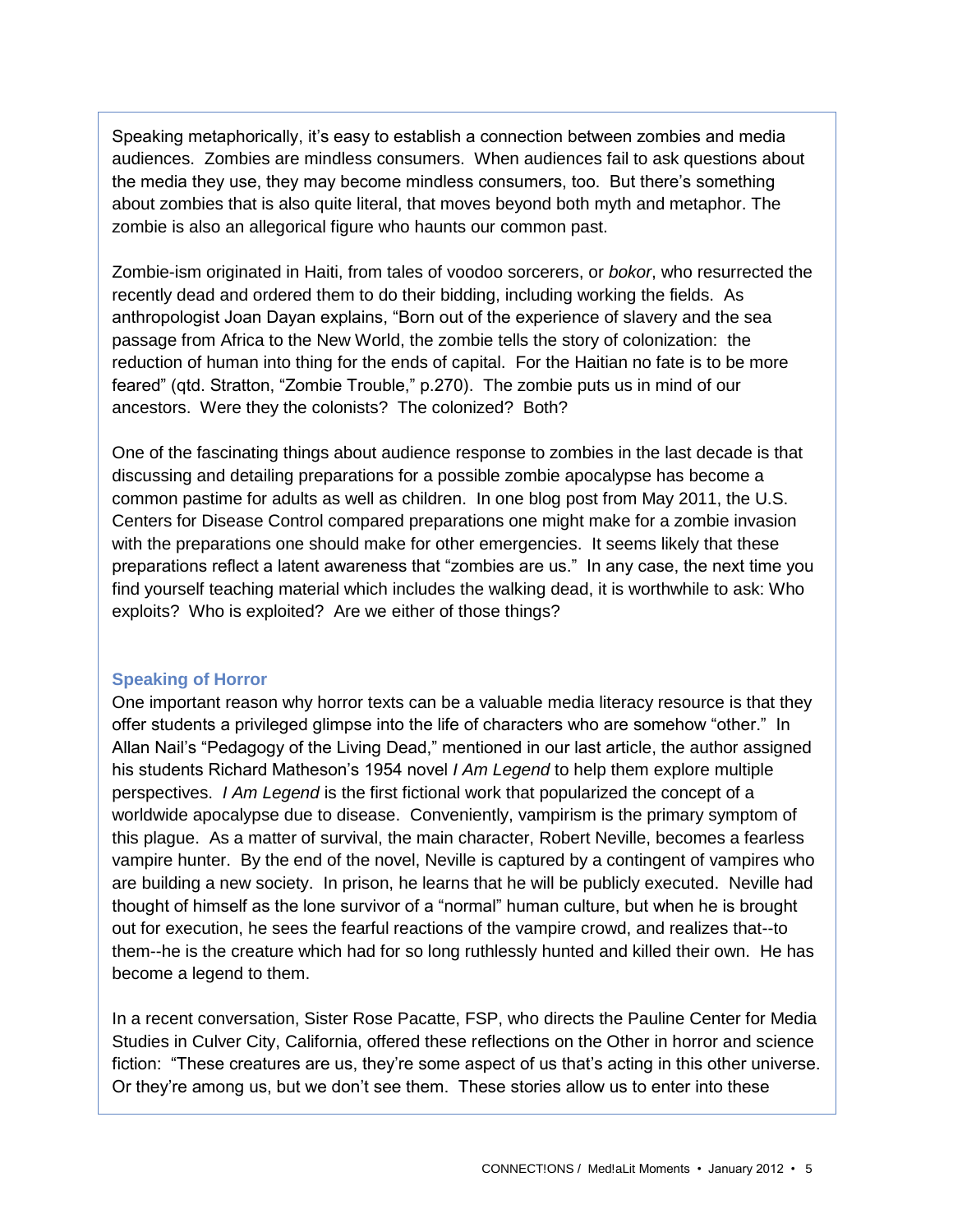Speaking metaphorically, it's easy to establish a connection between zombies and media audiences. Zombies are mindless consumers. When audiences fail to ask questions about the media they use, they may become mindless consumers, too. But there's something about zombies that is also quite literal, that moves beyond both myth and metaphor. The zombie is also an allegorical figure who haunts our common past.

Zombie-ism originated in Haiti, from tales of voodoo sorcerers, or *bokor*, who resurrected the recently dead and ordered them to do their bidding, including working the fields. As anthropologist Joan Dayan explains, "Born out of the experience of slavery and the sea passage from Africa to the New World, the zombie tells the story of colonization: the reduction of human into thing for the ends of capital. For the Haitian no fate is to be more feared" (qtd. Stratton, "Zombie Trouble," p.270). The zombie puts us in mind of our ancestors. Were they the colonists? The colonized? Both?

One of the fascinating things about audience response to zombies in the last decade is that discussing and detailing preparations for a possible zombie apocalypse has become a common pastime for adults as well as children. In one blog post from May 2011, the U.S. Centers for Disease Control compared preparations one might make for a zombie invasion with the preparations one should make for other emergencies. It seems likely that these preparations reflect a latent awareness that "zombies are us." In any case, the next time you find yourself teaching material which includes the walking dead, it is worthwhile to ask: Who exploits? Who is exploited? Are we either of those things?

### Speaking of Horror

One important reason why horror texts can be a valuable media literacy resource is that they offer students a privileged glimpse into the life of characters who are somehow "other." In Allan Nail's "Pedagogy of the Living Dead," mentioned in our last article, the author assigned his students Richard Matheson's 1954 novel *I Am Legend* to help them explore multiple perspectives. *I Am Legend* is the first fictional work that popularized the concept of a worldwide apocalypse due to disease. Conveniently, vampirism is the primary symptom of this plague. As a matter of survival, the main character, Robert Neville, becomes a fearless vampire hunter. By the end of the novel, Neville is captured by a contingent of vampires who are building a new society. In prison, he learns that he will be publicly executed. Neville had thought of himself as the lone survivor of a "normal" human culture, but when he is brought out for execution, he sees the fearful reactions of the vampire crowd, and realizes that--to them--he is the creature which had for so long ruthlessly hunted and killed their own. He has become a legend to them.

In a recent conversation, Sister Rose Pacatte, FSP, who directs the Pauline Center for Media Studies in Culver City, California, offered these reflections on the Other in horror and science fiction: "These creatures are us, they're some aspect of us that's acting in this other universe. Or they're among us, but we don't see them. These stories allow us to enter into these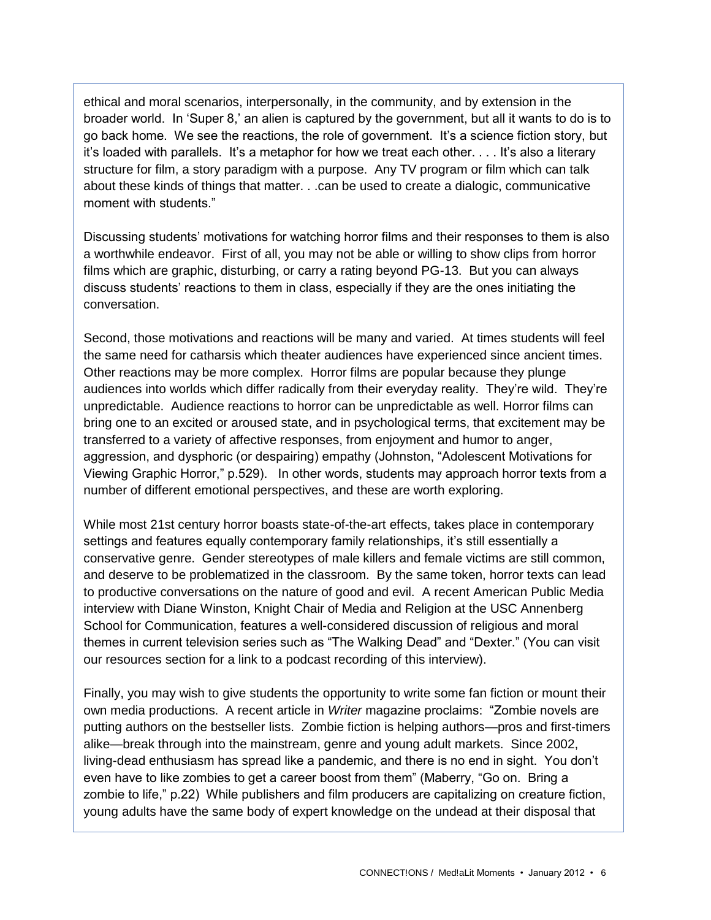ethical and moral scenarios, interpersonally, in the community, and by extension in the broader world. In 'Super 8,' an alien is captured by the government, but all it wants to do is to go back home. We see the reactions, the role of government. It's a science fiction story, but it's loaded with parallels. It's a metaphor for how we treat each other. . . . It's also a literary structure for film, a story paradigm with a purpose. Any TV program or film which can talk about these kinds of things that matter. . .can be used to create a dialogic, communicative moment with students."

Discussing students' motivations for watching horror films and their responses to them is also a worthwhile endeavor. First of all, you may not be able or willing to show clips from horror films which are graphic, disturbing, or carry a rating beyond PG-13. But you can always discuss students' reactions to them in class, especially if they are the ones initiating the conversation.

Second, those motivations and reactions will be many and varied. At times students will feel the same need for catharsis which theater audiences have experienced since ancient times. Other reactions may be more complex. Horror films are popular because they plunge audiences into worlds which differ radically from their everyday reality. They're wild. They're unpredictable. Audience reactions to horror can be unpredictable as well. Horror films can bring one to an excited or aroused state, and in psychological terms, that excitement may be transferred to a variety of affective responses, from enjoyment and humor to anger, aggression, and dysphoric (or despairing) empathy (Johnston, "Adolescent Motivations for Viewing Graphic Horror," p.529). In other words, students may approach horror texts from a number of different emotional perspectives, and these are worth exploring.

While most 21st century horror boasts state-of-the-art effects, takes place in contemporary settings and features equally contemporary family relationships, it's still essentially a conservative genre. Gender stereotypes of male killers and female victims are still common, and deserve to be problematized in the classroom. By the same token, horror texts can lead to productive conversations on the nature of good and evil. A recent American Public Media interview with Diane Winston, Knight Chair of Media and Religion at the USC Annenberg School for Communication, features a well-considered discussion of religious and moral themes in current television series such as "The Walking Dead" and "Dexter." (You can visit our resources section for a link to a podcast recording of this interview).

Finally, you may wish to give students the opportunity to write some fan fiction or mount their own media productions. A recent article in *Writer* magazine proclaims: "Zombie novels are putting authors on the bestseller lists. Zombie fiction is helping authors—pros and first-timers alike—break through into the mainstream, genre and young adult markets. Since 2002, living-dead enthusiasm has spread like a pandemic, and there is no end in sight. You don't even have to like zombies to get a career boost from them" (Maberry, "Go on. Bring a zombie to life," p.22) While publishers and film producers are capitalizing on creature fiction, young adults have the same body of expert knowledge on the undead at their disposal that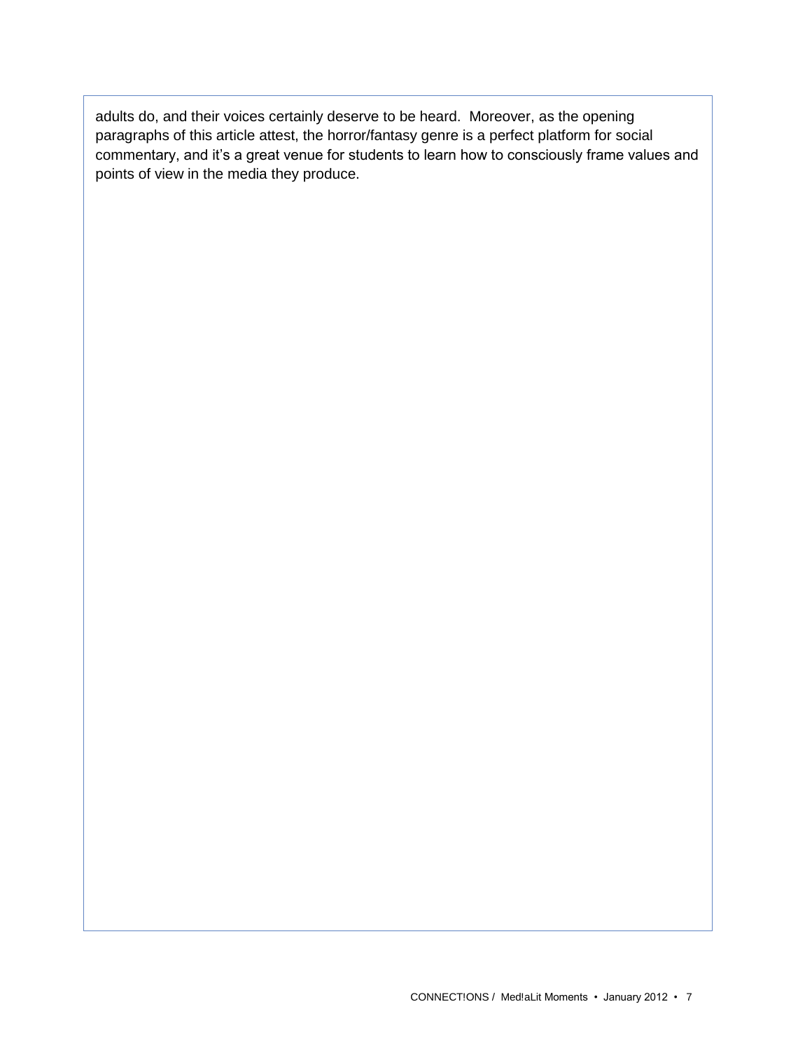adults do, and their voices certainly deserve to be heard. Moreover, as the opening paragraphs of this article attest, the horror/fantasy genre is a perfect platform for social commentary, and it's a great venue for students to learn how to consciously frame values and points of view in the media they produce.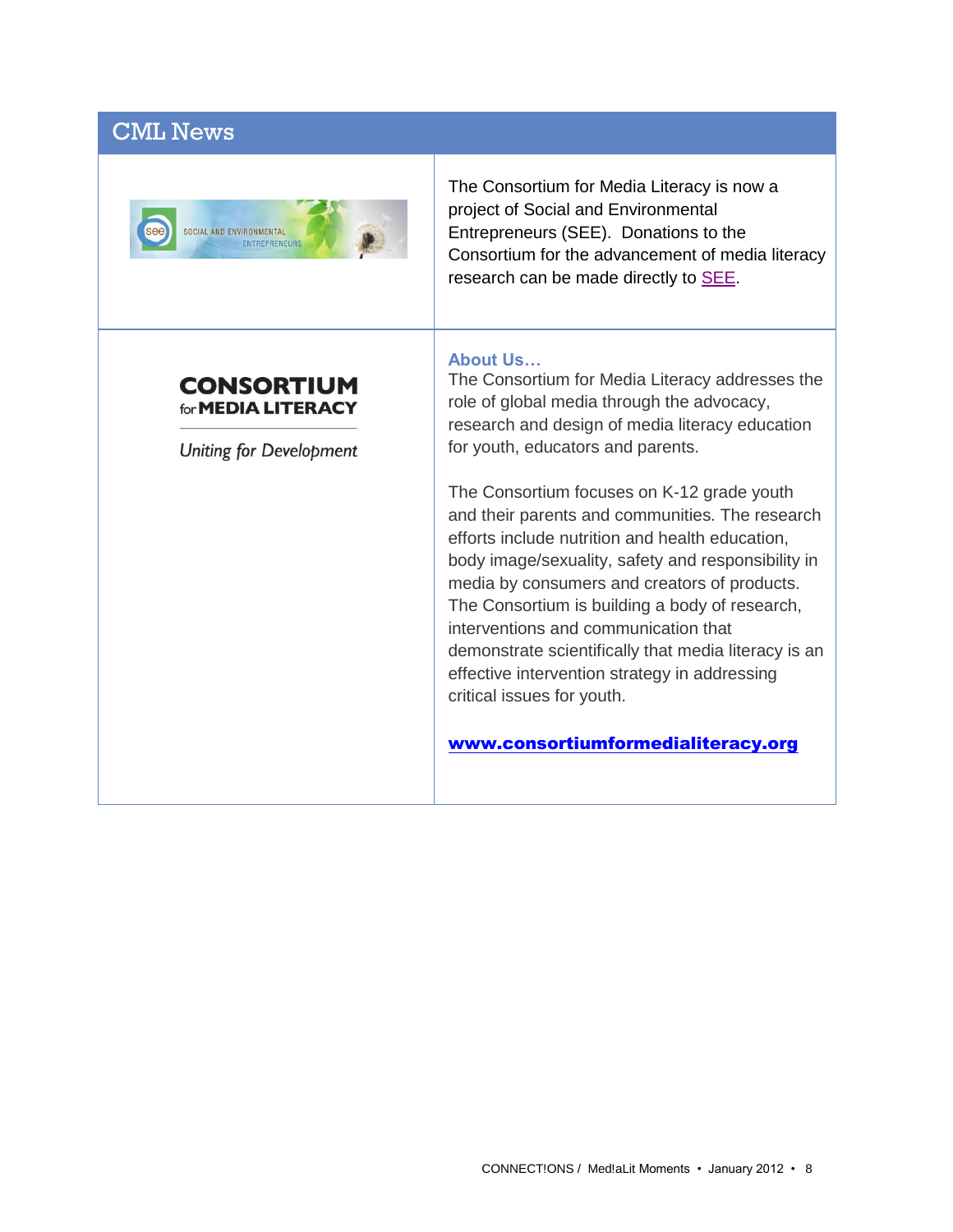## CML News

The Consortium for Media Literacy is now a project of Social and Environmental Entrepreneurs (SEE). Donations to the Consortium for the advancement of media literacy research can be made directly to SEE.

**CONSORTIUM for MEDIA LITERACY**

*Uniting for Development*

### About Us…

The Consortium for Media Literacy addresses the role of global media through the advocacy, research and design of media literacy education for youth, educators and parents.

The Consortium focuses on K-12 grade youth and their parents and communities. The research efforts include nutrition and health education, body image/sexuality, safety and responsibility in media by consumers and creators of products. The Consortium is building a body of research, interventions and communication that demonstrate scientifically that media literacy is an effective intervention strategy in addressing critical issues for youth.

**www.consortiumformedialiteracy.org**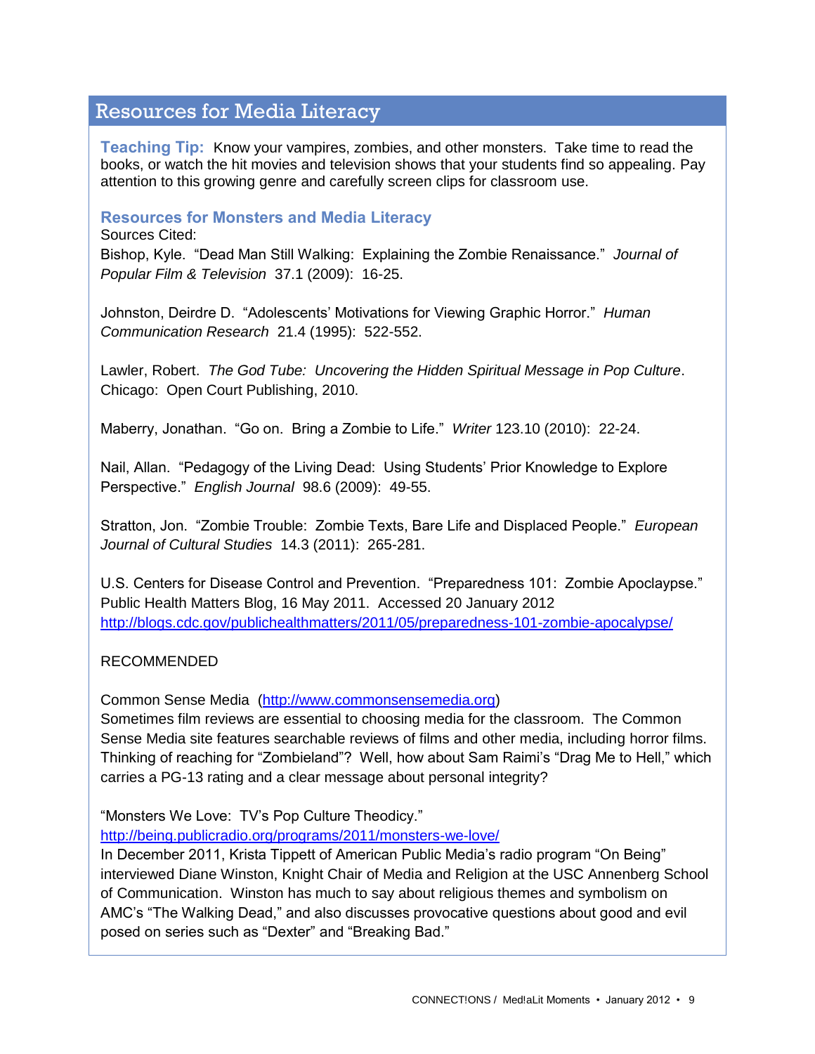## Resources for Media Literacy

**Teaching Tip:** Know your vampires, zombies, and other monsters. Take time to read the books, or watch the hit movies and television shows that your students find so appealing. Pay attention to this growing genre and carefully screen clips for classroom use.

### Resources for Monsters and Media Literacy

Sources Cited:

Bishop, Kyle. "Dead Man Still Walking: Explaining the Zombie Renaissance." *Journal of Popular Film & Television* 37.1 (2009): 16-25.

Johnston, Deirdre D. "Adolescents' Motivations for Viewing Graphic Horror." *Human Communication Research* 21.4 (1995): 522-552.

Lawler, Robert. *The God Tube: Uncovering the Hidden Spiritual Message in Pop Culture*. Chicago: Open Court Publishing, 2010.

Maberry, Jonathan. "Go on. Bring a Zombie to Life." *Writer* 123.10 (2010): 22-24.

Nail, Allan. "Pedagogy of the Living Dead: Using Students' Prior Knowledge to Explore Perspective." *English Journal* 98.6 (2009): 49-55.

Stratton, Jon. "Zombie Trouble: Zombie Texts, Bare Life and Displaced People." *European Journal of Cultural Studies* 14.3 (2011): 265-281.

U.S. Centers for Disease Control and Prevention. "Preparedness 101: Zombie Apoclaypse." Public Health Matters Blog, 16 May 2011. Accessed 20 January 2012 http://blogs.cdc.gov/publichealthmatters/2011/05/preparedness-101-zombie-apocalypse/

RECOMMENDED

Common Sense Media (http://www.commonsensemedia.org)
Sometimes film reviews are essential to choosing media for the classroom. The Common Sense Media site features searchable reviews of films and other media, including horror films. Thinking of reaching for "Zombieland"? Well, how about Sam Raimi's "Drag Me to Hell," which carries a PG-13 rating and a clear message about personal integrity?

"Monsters We Love: TV's Pop Culture Theodicy."
http://being.publicradio.org/programs/2011/monsters-we-love/
In December 2011, Krista Tippett of American Public Media's radio program "On Being" interviewed Diane Winston, Knight Chair of Media and Religion at the USC Annenberg School of Communication. Winston has much to say about religious themes and symbolism on AMC's "The Walking Dead," and also discusses provocative questions about good and evil posed on series such as "Dexter" and "Breaking Bad."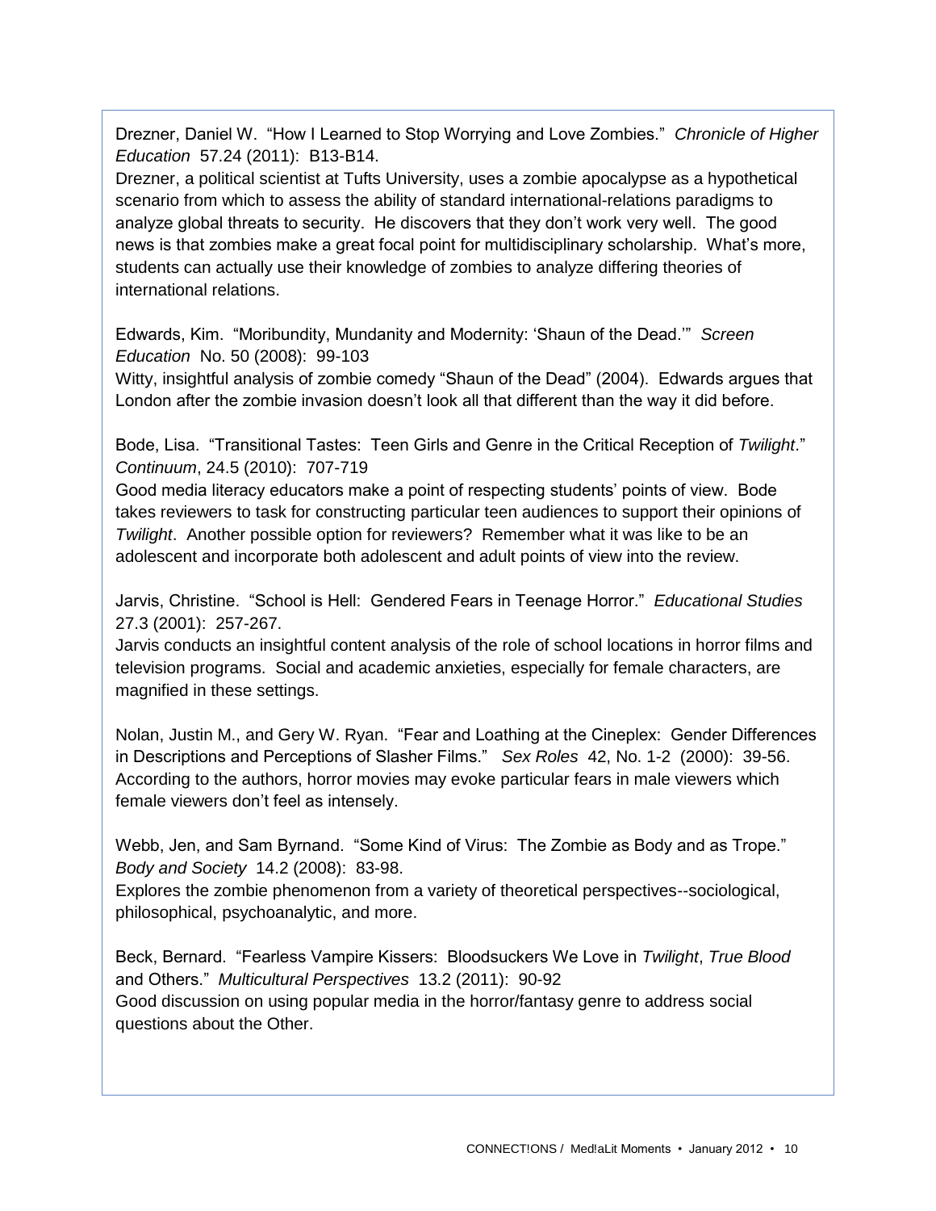Drezner, Daniel W. "How I Learned to Stop Worrying and Love Zombies." *Chronicle of Higher Education* 57.24 (2011): B13-B14.
Drezner, a political scientist at Tufts University, uses a zombie apocalypse as a hypothetical scenario from which to assess the ability of standard international-relations paradigms to analyze global threats to security. He discovers that they don't work very well. The good news is that zombies make a great focal point for multidisciplinary scholarship. What's more, students can actually use their knowledge of zombies to analyze differing theories of international relations.

Edwards, Kim. "Moribundity, Mundanity and Modernity: 'Shaun of the Dead.'" *Screen Education* No. 50 (2008): 99-103
Witty, insightful analysis of zombie comedy "Shaun of the Dead" (2004). Edwards argues that London after the zombie invasion doesn't look all that different than the way it did before.

Bode, Lisa. "Transitional Tastes: Teen Girls and Genre in the Critical Reception of *Twilight*." *Continuum*, 24.5 (2010): 707-719
Good media literacy educators make a point of respecting students' points of view. Bode takes reviewers to task for constructing particular teen audiences to support their opinions of *Twilight*. Another possible option for reviewers? Remember what it was like to be an adolescent and incorporate both adolescent and adult points of view into the review.

Jarvis, Christine. "School is Hell: Gendered Fears in Teenage Horror." *Educational Studies* 27.3 (2001): 257-267.
Jarvis conducts an insightful content analysis of the role of school locations in horror films and television programs. Social and academic anxieties, especially for female characters, are magnified in these settings.

Nolan, Justin M., and Gery W. Ryan. "Fear and Loathing at the Cineplex: Gender Differences in Descriptions and Perceptions of Slasher Films." *Sex Roles* 42, No. 1-2 (2000): 39-56.
According to the authors, horror movies may evoke particular fears in male viewers which female viewers don't feel as intensely.

Webb, Jen, and Sam Byrnand. "Some Kind of Virus: The Zombie as Body and as Trope." *Body and Society* 14.2 (2008): 83-98.
Explores the zombie phenomenon from a variety of theoretical perspectives--sociological, philosophical, psychoanalytic, and more.

Beck, Bernard. "Fearless Vampire Kissers: Bloodsuckers We Love in *Twilight*, *True Blood* and Others." *Multicultural Perspectives* 13.2 (2011): 90-92
Good discussion on using popular media in the horror/fantasy genre to address social questions about the Other.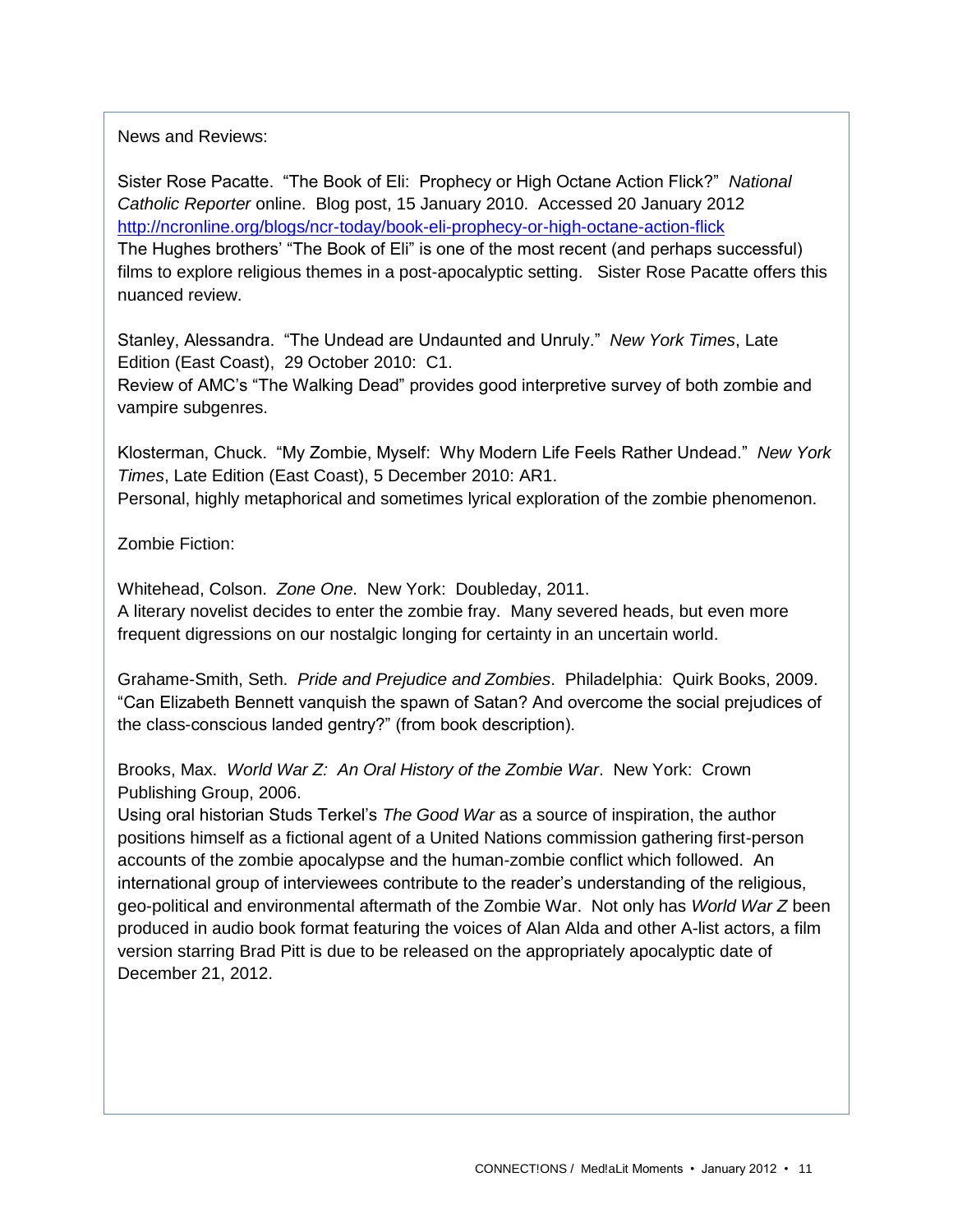News and Reviews:

Sister Rose Pacatte. "The Book of Eli: Prophecy or High Octane Action Flick?" *National Catholic Reporter* online. Blog post, 15 January 2010. Accessed 20 January 2012 http://ncronline.org/blogs/ncr-today/book-eli-prophecy-or-high-octane-action-flick
The Hughes brothers' "The Book of Eli" is one of the most recent (and perhaps successful) films to explore religious themes in a post-apocalyptic setting. Sister Rose Pacatte offers this nuanced review.

Stanley, Alessandra. "The Undead are Undaunted and Unruly." *New York Times*, Late Edition (East Coast), 29 October 2010: C1.
Review of AMC's "The Walking Dead" provides good interpretive survey of both zombie and vampire subgenres.

Klosterman, Chuck. "My Zombie, Myself: Why Modern Life Feels Rather Undead." *New York Times*, Late Edition (East Coast), 5 December 2010: AR1.
Personal, highly metaphorical and sometimes lyrical exploration of the zombie phenomenon.

Zombie Fiction:

Whitehead, Colson. *Zone One*. New York: Doubleday, 2011.
A literary novelist decides to enter the zombie fray. Many severed heads, but even more frequent digressions on our nostalgic longing for certainty in an uncertain world.

Grahame-Smith, Seth. *Pride and Prejudice and Zombies*. Philadelphia: Quirk Books, 2009.
"Can Elizabeth Bennett vanquish the spawn of Satan? And overcome the social prejudices of the class-conscious landed gentry?" (from book description).

Brooks, Max. *World War Z: An Oral History of the Zombie War*. New York: Crown Publishing Group, 2006.
Using oral historian Studs Terkel's *The Good War* as a source of inspiration, the author positions himself as a fictional agent of a United Nations commission gathering first-person accounts of the zombie apocalypse and the human-zombie conflict which followed. An international group of interviewees contribute to the reader's understanding of the religious, geo-political and environmental aftermath of the Zombie War. Not only has *World War Z* been produced in audio book format featuring the voices of Alan Alda and other A-list actors, a film version starring Brad Pitt is due to be released on the appropriately apocalyptic date of December 21, 2012.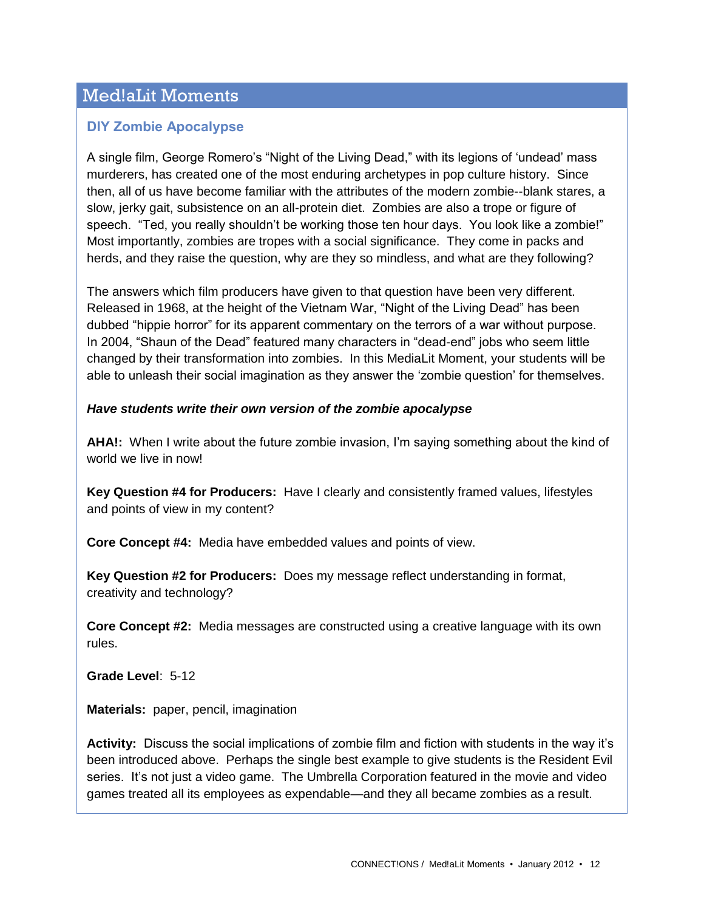## Med!aLit Moments

### DIY Zombie Apocalypse

A single film, George Romero's "Night of the Living Dead," with its legions of 'undead' mass murderers, has created one of the most enduring archetypes in pop culture history. Since then, all of us have become familiar with the attributes of the modern zombie--blank stares, a slow, jerky gait, subsistence on an all-protein diet. Zombies are also a trope or figure of speech. "Ted, you really shouldn't be working those ten hour days. You look like a zombie!" Most importantly, zombies are tropes with a social significance. They come in packs and herds, and they raise the question, why are they so mindless, and what are they following?

The answers which film producers have given to that question have been very different. Released in 1968, at the height of the Vietnam War, "Night of the Living Dead" has been dubbed "hippie horror" for its apparent commentary on the terrors of a war without purpose. In 2004, "Shaun of the Dead" featured many characters in "dead-end" jobs who seem little changed by their transformation into zombies. In this MediaLit Moment, your students will be able to unleash their social imagination as they answer the 'zombie question' for themselves.

***Have students write their own version of the zombie apocalypse***

**AHA!:** When I write about the future zombie invasion, I'm saying something about the kind of world we live in now!

**Key Question #4 for Producers:** Have I clearly and consistently framed values, lifestyles and points of view in my content?

**Core Concept #4:** Media have embedded values and points of view.

**Key Question #2 for Producers:** Does my message reflect understanding in format, creativity and technology?

**Core Concept #2:** Media messages are constructed using a creative language with its own rules.

**Grade Level**: 5-12

**Materials:** paper, pencil, imagination

**Activity:** Discuss the social implications of zombie film and fiction with students in the way it's been introduced above. Perhaps the single best example to give students is the Resident Evil series. It's not just a video game. The Umbrella Corporation featured in the movie and video games treated all its employees as expendable—and they all became zombies as a result.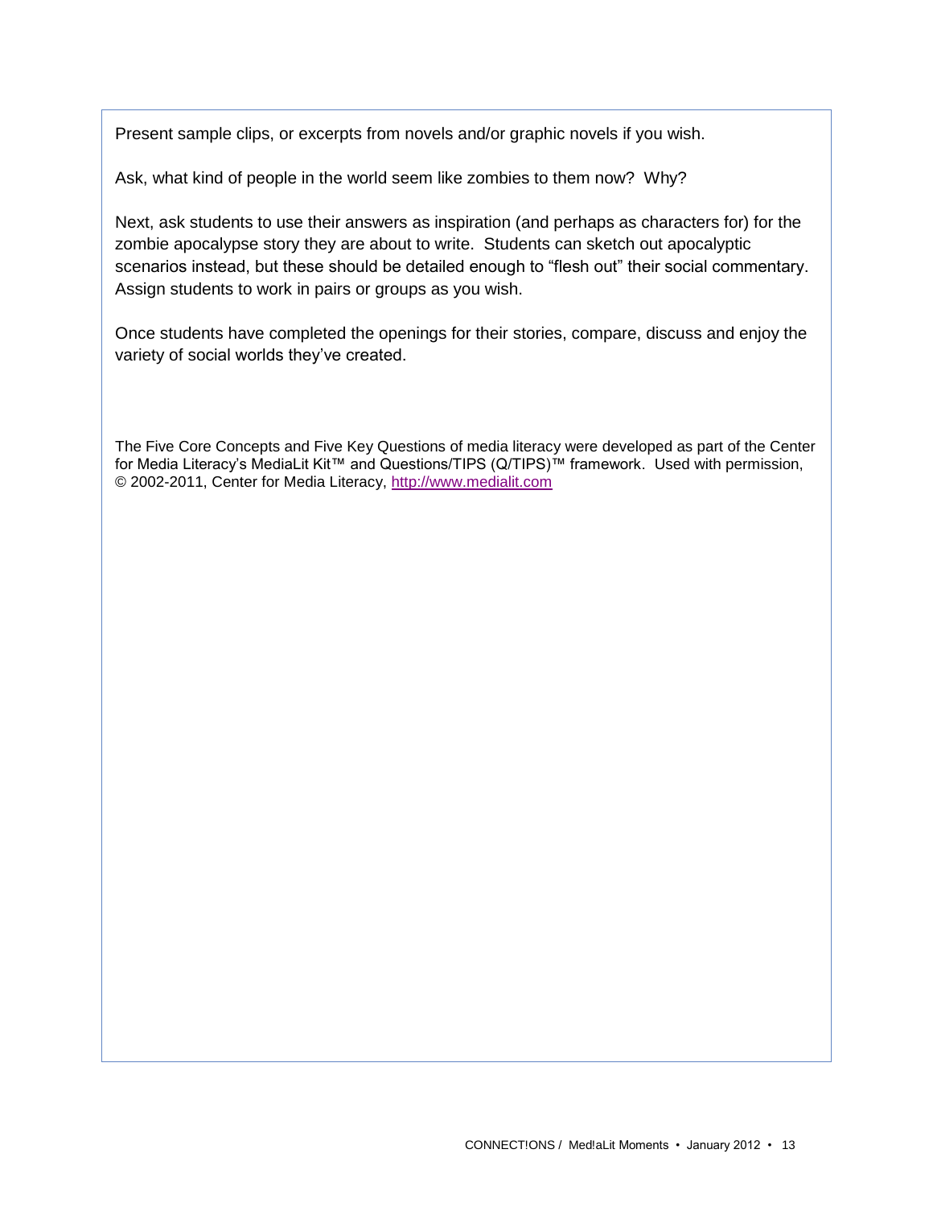Present sample clips, or excerpts from novels and/or graphic novels if you wish.

Ask, what kind of people in the world seem like zombies to them now? Why?

Next, ask students to use their answers as inspiration (and perhaps as characters for) for the zombie apocalypse story they are about to write. Students can sketch out apocalyptic scenarios instead, but these should be detailed enough to "flesh out" their social commentary. Assign students to work in pairs or groups as you wish.

Once students have completed the openings for their stories, compare, discuss and enjoy the variety of social worlds they've created.

The Five Core Concepts and Five Key Questions of media literacy were developed as part of the Center for Media Literacy's MediaLit Kit™ and Questions/TIPS (Q/TIPS)™ framework. Used with permission, © 2002-2011, Center for Media Literacy, http://www.medialit.com